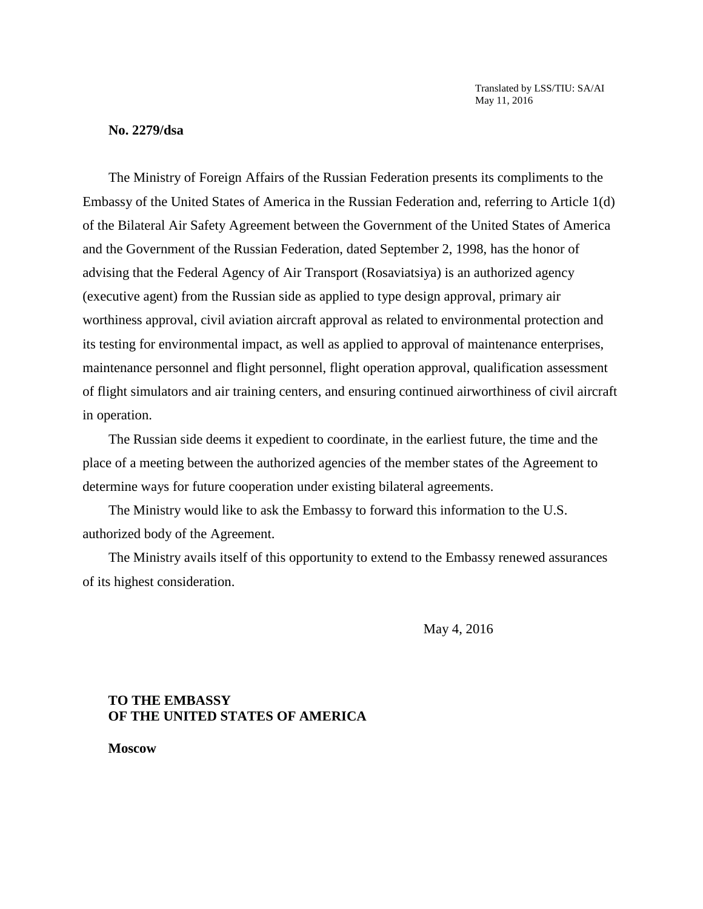Translated by LSS/TIU: SA/AI
May 11, 2016

**No. 2279/dsa**

The Ministry of Foreign Affairs of the Russian Federation presents its compliments to the Embassy of the United States of America in the Russian Federation and, referring to Article 1(d) of the Bilateral Air Safety Agreement between the Government of the United States of America and the Government of the Russian Federation, dated September 2, 1998, has the honor of advising that the Federal Agency of Air Transport (Rosaviatsiya) is an authorized agency (executive agent) from the Russian side as applied to type design approval, primary air worthiness approval, civil aviation aircraft approval as related to environmental protection and its testing for environmental impact, as well as applied to approval of maintenance enterprises, maintenance personnel and flight personnel, flight operation approval, qualification assessment of flight simulators and air training centers, and ensuring continued airworthiness of civil aircraft in operation.

The Russian side deems it expedient to coordinate, in the earliest future, the time and the place of a meeting between the authorized agencies of the member states of the Agreement to determine ways for future cooperation under existing bilateral agreements.

The Ministry would like to ask the Embassy to forward this information to the U.S. authorized body of the Agreement.

The Ministry avails itself of this opportunity to extend to the Embassy renewed assurances of its highest consideration.

May 4, 2016

**TO THE EMBASSY**
**OF THE UNITED STATES OF AMERICA**

**Moscow**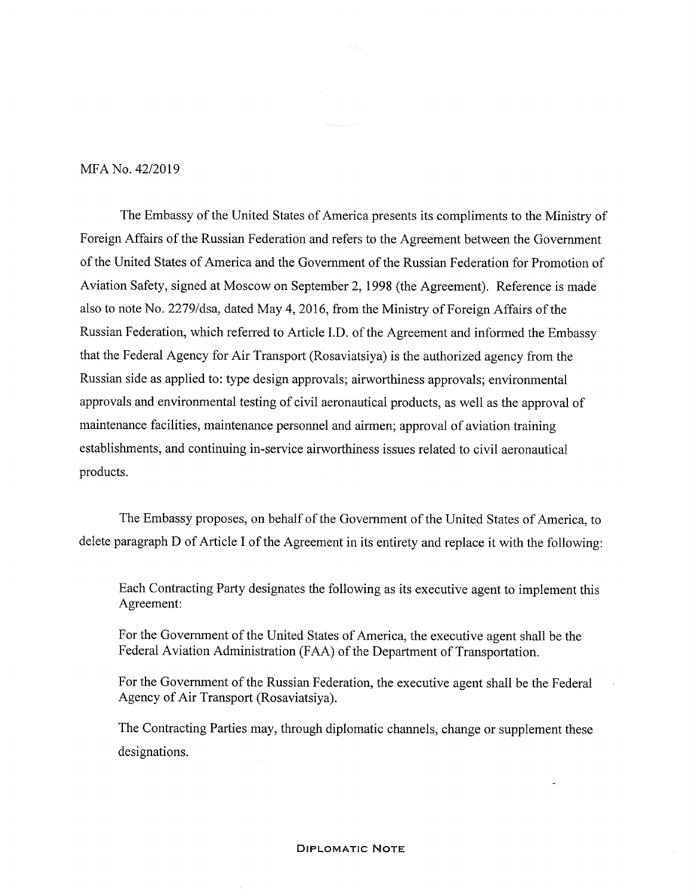MFA No. 42/2019

The Embassy of the United States of America presents its compliments to the Ministry of Foreign Affairs of the Russian Federation and refers to the Agreement between the Government of the United States of America and the Government of the Russian Federation for Promotion of Aviation Safety, signed at Moscow on September 2, 1998 (the Agreement). Reference is made also to note No. 2279/dsa, dated May 4, 2016, from the Ministry of Foreign Affairs of the Russian Federation, which referred to Article I.D. of the Agreement and informed the Embassy that the Federal Agency for Air Transport (Rosaviatsiya) is the authorized agency from the Russian side as applied to: type design approvals; airworthiness approvals; environmental approvals and environmental testing of civil aeronautical products, as well as the approval of maintenance facilities, maintenance personnel and airmen; approval of aviation training establishments, and continuing in-service airworthiness issues related to civil aeronautical products.

The Embassy proposes, on behalf of the Government of the United States of America, to delete paragraph D of Article I of the Agreement in its entirety and replace it with the following:

> Each Contracting Party designates the following as its executive agent to implement this Agreement:
>
> For the Government of the United States of America, the executive agent shall be the Federal Aviation Administration (FAA) of the Department of Transportation.
>
> For the Government of the Russian Federation, the executive agent shall be the Federal Agency of Air Transport (Rosaviatsiya).
>
> The Contracting Parties may, through diplomatic channels, change or supplement these designations.

DIPLOMATIC NOTE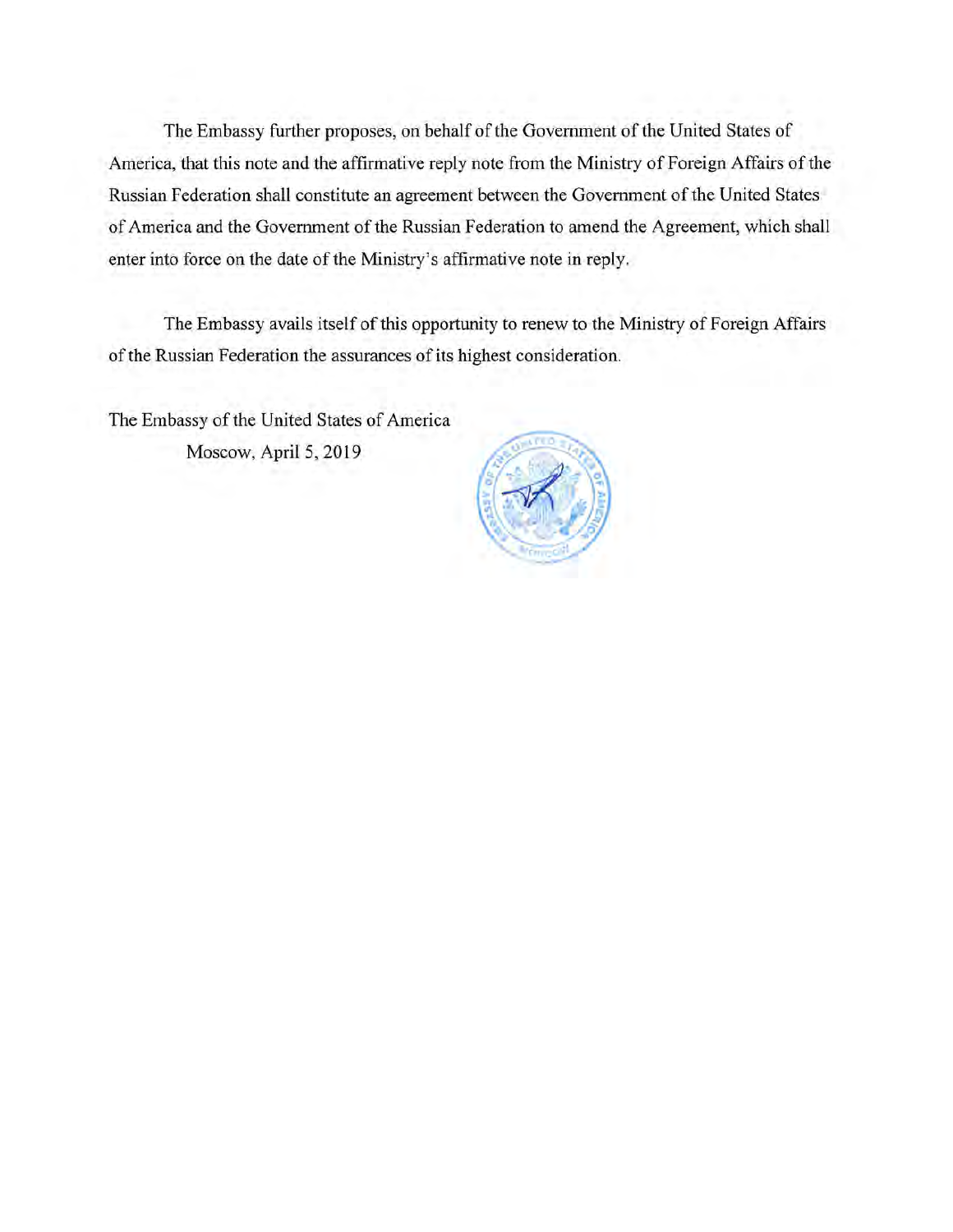The Embassy further proposes, on behalf of the Government of the United States of America, that this note and the affirmative reply note from the Ministry of Foreign Affairs of the Russian Federation shall constitute an agreement between the Government of the United States of America and the Government of the Russian Federation to amend the Agreement, which shall enter into force on the date of the Ministry's affirmative note in reply.

The Embassy avails itself of this opportunity to renew to the Ministry of Foreign Affairs of the Russian Federation the assurances of its highest consideration.

The Embassy of the United States of America
Moscow, April 5, 2019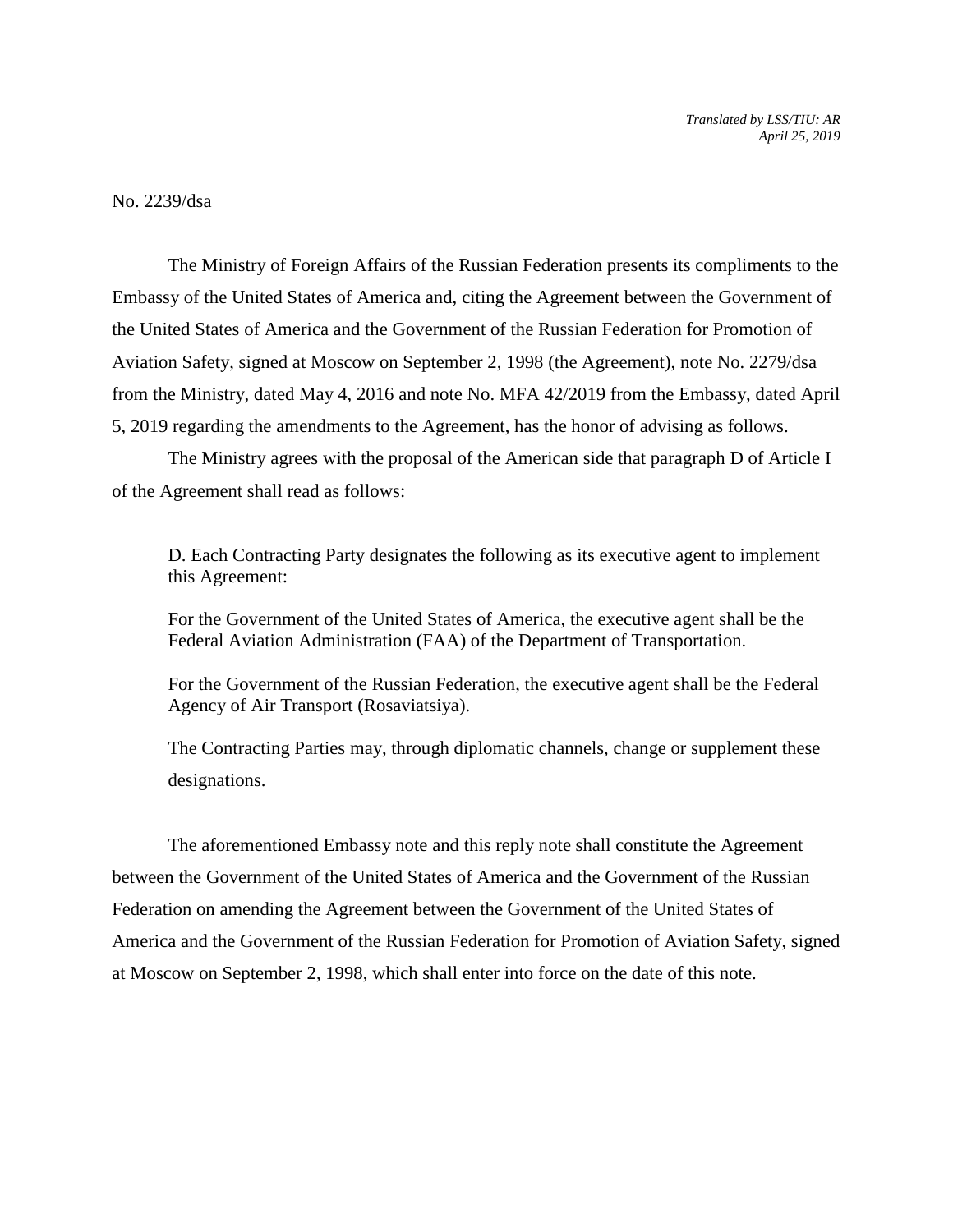*Translated by LSS/TIU: AR*
*April 25, 2019*

No. 2239/dsa

The Ministry of Foreign Affairs of the Russian Federation presents its compliments to the Embassy of the United States of America and, citing the Agreement between the Government of the United States of America and the Government of the Russian Federation for Promotion of Aviation Safety, signed at Moscow on September 2, 1998 (the Agreement), note No. 2279/dsa from the Ministry, dated May 4, 2016 and note No. MFA 42/2019 from the Embassy, dated April 5, 2019 regarding the amendments to the Agreement, has the honor of advising as follows.

The Ministry agrees with the proposal of the American side that paragraph D of Article I of the Agreement shall read as follows:

> D. Each Contracting Party designates the following as its executive agent to implement this Agreement:
>
> For the Government of the United States of America, the executive agent shall be the Federal Aviation Administration (FAA) of the Department of Transportation.
>
> For the Government of the Russian Federation, the executive agent shall be the Federal Agency of Air Transport (Rosaviatsiya).
>
> The Contracting Parties may, through diplomatic channels, change or supplement these designations.

The aforementioned Embassy note and this reply note shall constitute the Agreement between the Government of the United States of America and the Government of the Russian Federation on amending the Agreement between the Government of the United States of America and the Government of the Russian Federation for Promotion of Aviation Safety, signed at Moscow on September 2, 1998, which shall enter into force on the date of this note.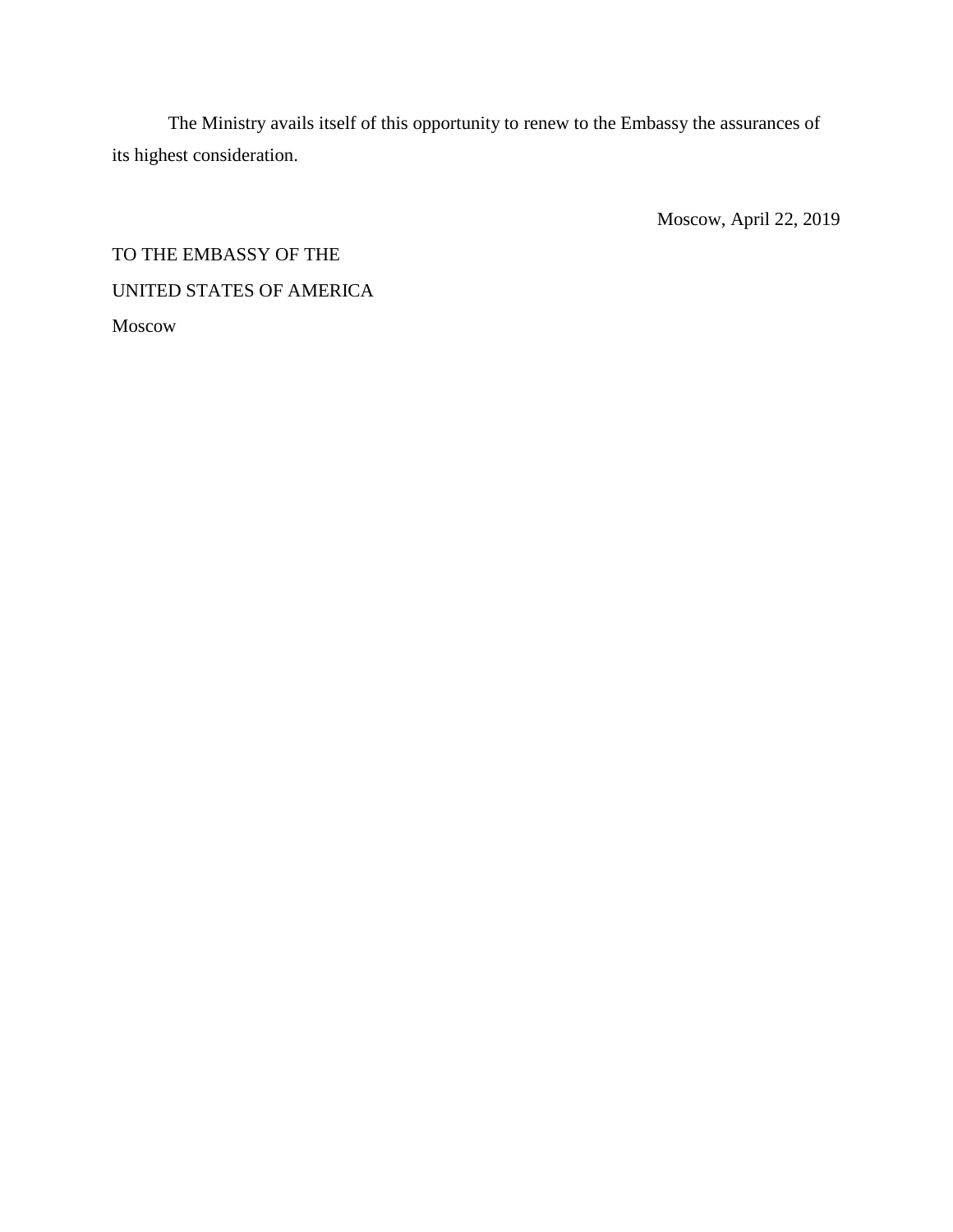The Ministry avails itself of this opportunity to renew to the Embassy the assurances of its highest consideration.

Moscow, April 22, 2019

TO THE EMBASSY OF THE

UNITED STATES OF AMERICA

Moscow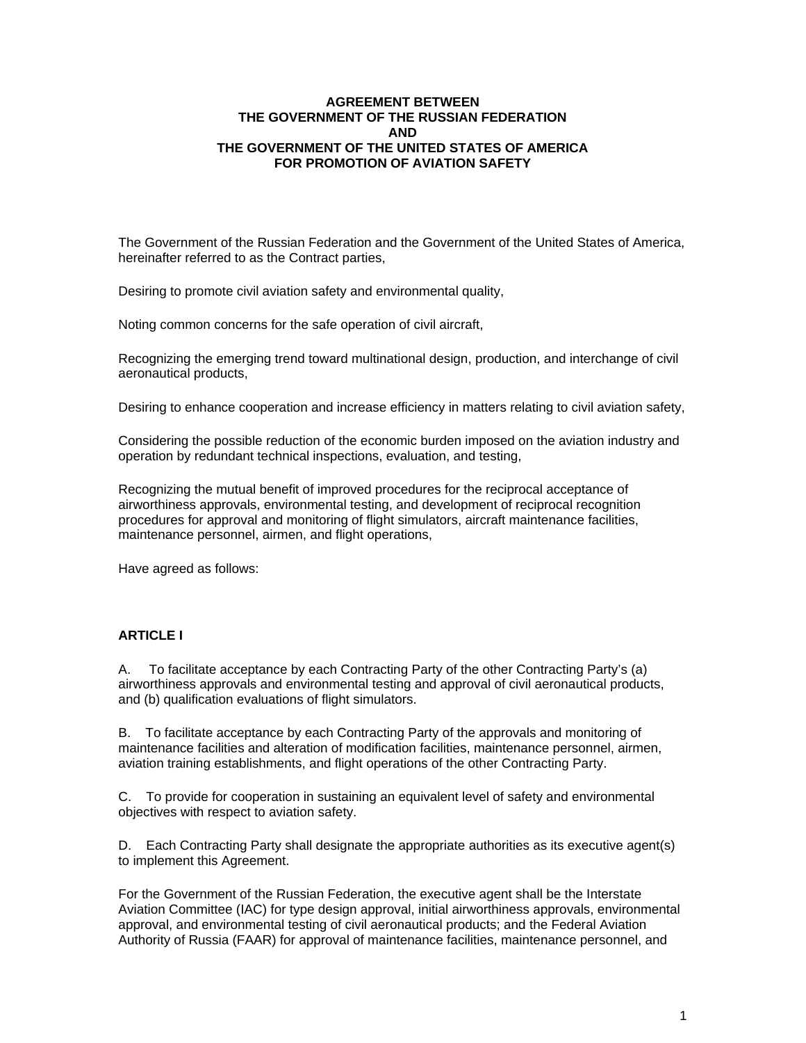**AGREEMENT BETWEEN
THE GOVERNMENT OF THE RUSSIAN FEDERATION
AND
THE GOVERNMENT OF THE UNITED STATES OF AMERICA
FOR PROMOTION OF AVIATION SAFETY**

The Government of the Russian Federation and the Government of the United States of America, hereinafter referred to as the Contract parties,

Desiring to promote civil aviation safety and environmental quality,

Noting common concerns for the safe operation of civil aircraft,

Recognizing the emerging trend toward multinational design, production, and interchange of civil aeronautical products,

Desiring to enhance cooperation and increase efficiency in matters relating to civil aviation safety,

Considering the possible reduction of the economic burden imposed on the aviation industry and operation by redundant technical inspections, evaluation, and testing,

Recognizing the mutual benefit of improved procedures for the reciprocal acceptance of airworthiness approvals, environmental testing, and development of reciprocal recognition procedures for approval and monitoring of flight simulators, aircraft maintenance facilities, maintenance personnel, airmen, and flight operations,

Have agreed as follows:

**ARTICLE I**

A. To facilitate acceptance by each Contracting Party of the other Contracting Party's (a) airworthiness approvals and environmental testing and approval of civil aeronautical products, and (b) qualification evaluations of flight simulators.

B. To facilitate acceptance by each Contracting Party of the approvals and monitoring of maintenance facilities and alteration of modification facilities, maintenance personnel, airmen, aviation training establishments, and flight operations of the other Contracting Party.

C. To provide for cooperation in sustaining an equivalent level of safety and environmental objectives with respect to aviation safety.

D. Each Contracting Party shall designate the appropriate authorities as its executive agent(s) to implement this Agreement.

For the Government of the Russian Federation, the executive agent shall be the Interstate Aviation Committee (IAC) for type design approval, initial airworthiness approvals, environmental approval, and environmental testing of civil aeronautical products; and the Federal Aviation Authority of Russia (FAAR) for approval of maintenance facilities, maintenance personnel, and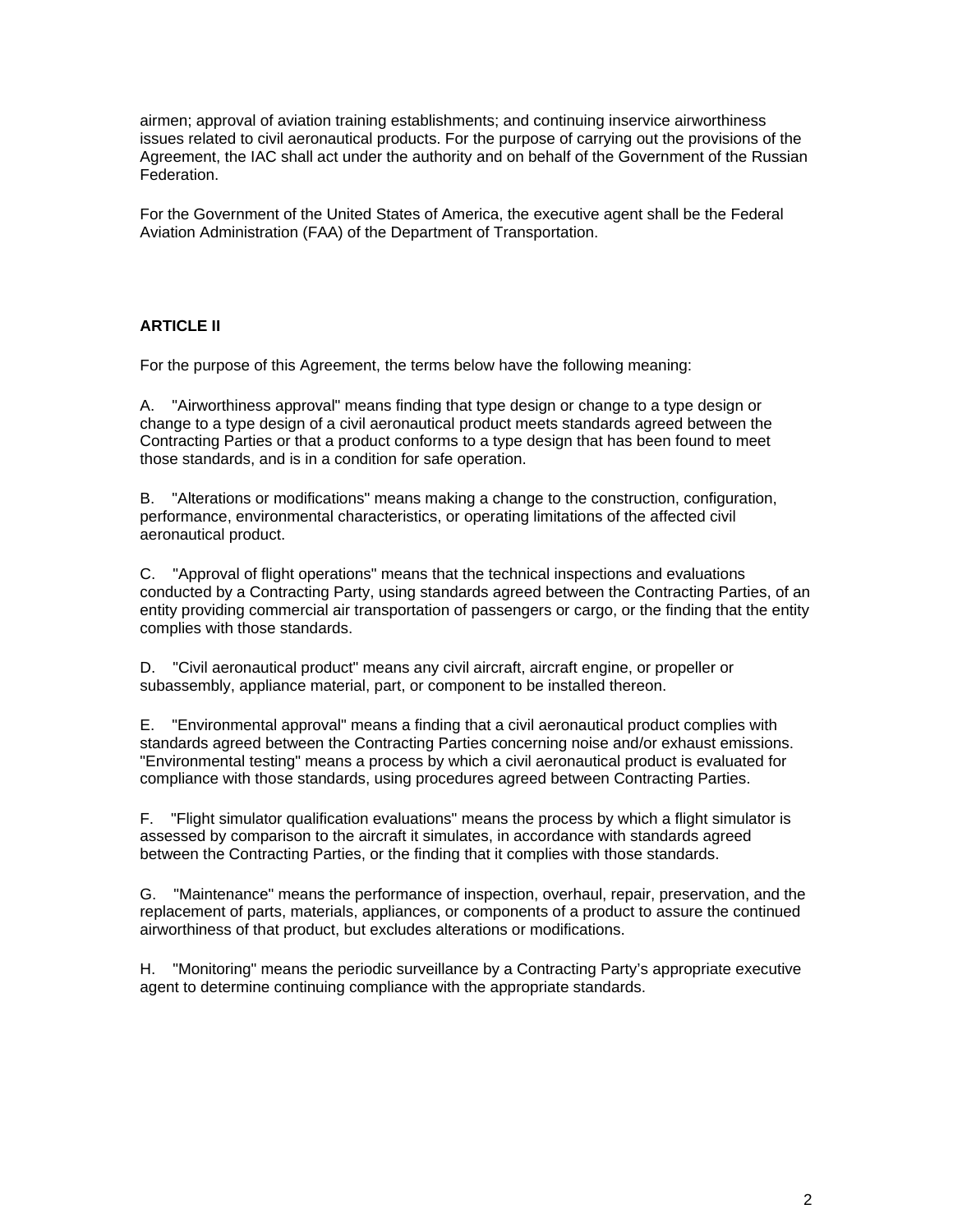airmen; approval of aviation training establishments; and continuing inservice airworthiness issues related to civil aeronautical products. For the purpose of carrying out the provisions of the Agreement, the IAC shall act under the authority and on behalf of the Government of the Russian Federation.

For the Government of the United States of America, the executive agent shall be the Federal Aviation Administration (FAA) of the Department of Transportation.

**ARTICLE II**

For the purpose of this Agreement, the terms below have the following meaning:

A. "Airworthiness approval" means finding that type design or change to a type design or change to a type design of a civil aeronautical product meets standards agreed between the Contracting Parties or that a product conforms to a type design that has been found to meet those standards, and is in a condition for safe operation.

B. "Alterations or modifications" means making a change to the construction, configuration, performance, environmental characteristics, or operating limitations of the affected civil aeronautical product.

C. "Approval of flight operations" means that the technical inspections and evaluations conducted by a Contracting Party, using standards agreed between the Contracting Parties, of an entity providing commercial air transportation of passengers or cargo, or the finding that the entity complies with those standards.

D. "Civil aeronautical product" means any civil aircraft, aircraft engine, or propeller or subassembly, appliance material, part, or component to be installed thereon.

E. "Environmental approval" means a finding that a civil aeronautical product complies with standards agreed between the Contracting Parties concerning noise and/or exhaust emissions. "Environmental testing" means a process by which a civil aeronautical product is evaluated for compliance with those standards, using procedures agreed between Contracting Parties.

F. "Flight simulator qualification evaluations" means the process by which a flight simulator is assessed by comparison to the aircraft it simulates, in accordance with standards agreed between the Contracting Parties, or the finding that it complies with those standards.

G. "Maintenance" means the performance of inspection, overhaul, repair, preservation, and the replacement of parts, materials, appliances, or components of a product to assure the continued airworthiness of that product, but excludes alterations or modifications.

H. "Monitoring" means the periodic surveillance by a Contracting Party's appropriate executive agent to determine continuing compliance with the appropriate standards.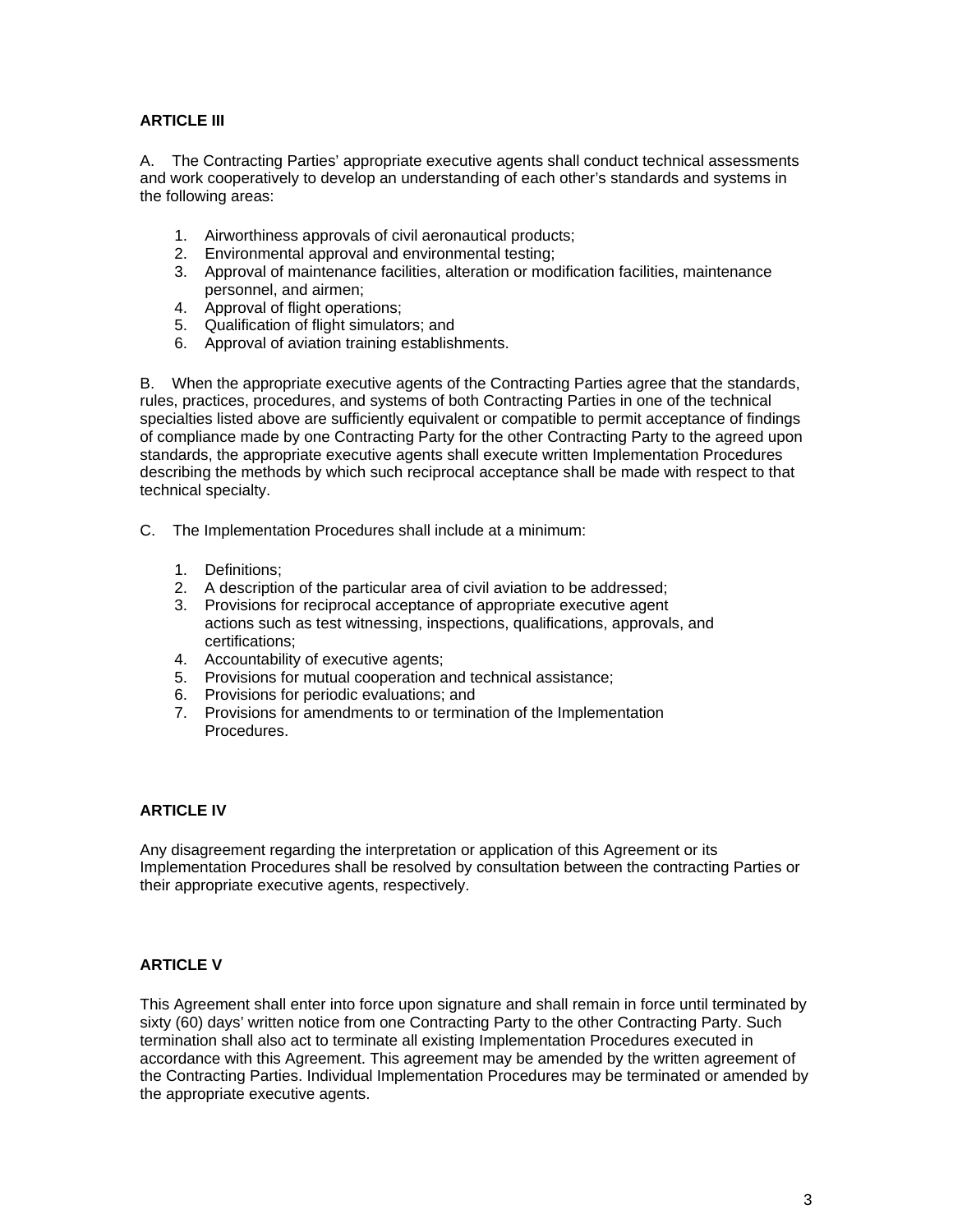**ARTICLE III**

A. The Contracting Parties' appropriate executive agents shall conduct technical assessments and work cooperatively to develop an understanding of each other's standards and systems in the following areas:

1. Airworthiness approvals of civil aeronautical products;
2. Environmental approval and environmental testing;
3. Approval of maintenance facilities, alteration or modification facilities, maintenance personnel, and airmen;
4. Approval of flight operations;
5. Qualification of flight simulators; and
6. Approval of aviation training establishments.

B. When the appropriate executive agents of the Contracting Parties agree that the standards, rules, practices, procedures, and systems of both Contracting Parties in one of the technical specialties listed above are sufficiently equivalent or compatible to permit acceptance of findings of compliance made by one Contracting Party for the other Contracting Party to the agreed upon standards, the appropriate executive agents shall execute written Implementation Procedures describing the methods by which such reciprocal acceptance shall be made with respect to that technical specialty.

C. The Implementation Procedures shall include at a minimum:

1. Definitions;
2. A description of the particular area of civil aviation to be addressed;
3. Provisions for reciprocal acceptance of appropriate executive agent actions such as test witnessing, inspections, qualifications, approvals, and certifications;
4. Accountability of executive agents;
5. Provisions for mutual cooperation and technical assistance;
6. Provisions for periodic evaluations; and
7. Provisions for amendments to or termination of the Implementation Procedures.

**ARTICLE IV**

Any disagreement regarding the interpretation or application of this Agreement or its Implementation Procedures shall be resolved by consultation between the contracting Parties or their appropriate executive agents, respectively.

**ARTICLE V**

This Agreement shall enter into force upon signature and shall remain in force until terminated by sixty (60) days' written notice from one Contracting Party to the other Contracting Party. Such termination shall also act to terminate all existing Implementation Procedures executed in accordance with this Agreement. This agreement may be amended by the written agreement of the Contracting Parties. Individual Implementation Procedures may be terminated or amended by the appropriate executive agents.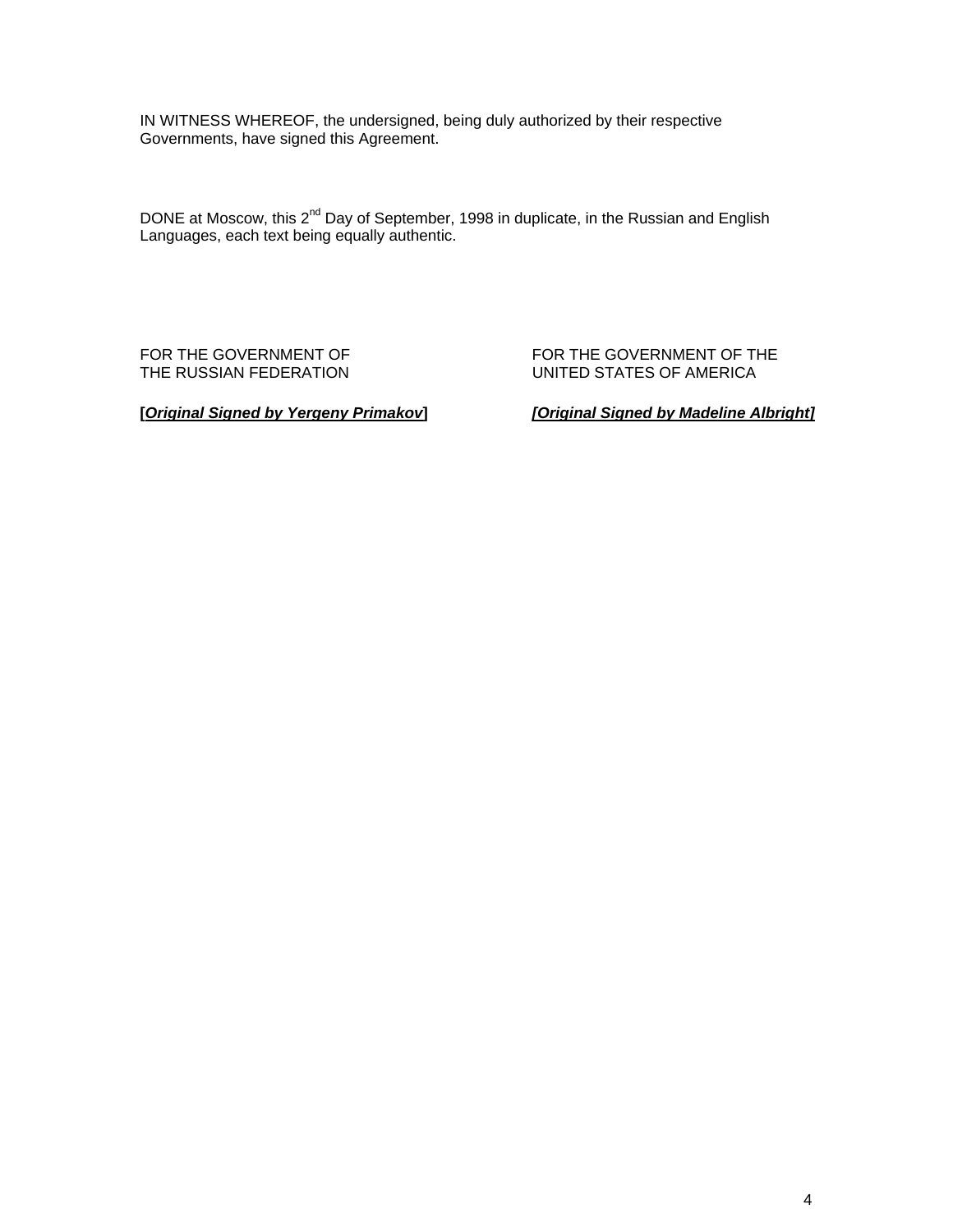IN WITNESS WHEREOF, the undersigned, being duly authorized by their respective Governments, have signed this Agreement.

DONE at Moscow, this 2nd Day of September, 1998 in duplicate, in the Russian and English Languages, each text being equally authentic.

| | |
|---|---|
| FOR THE GOVERNMENT OF THE RUSSIAN FEDERATION | FOR THE GOVERNMENT OF THE UNITED STATES OF AMERICA |
| **[*Original Signed by Yergeny Primakov*]** | ***[Original Signed by Madeline Albright]*** |